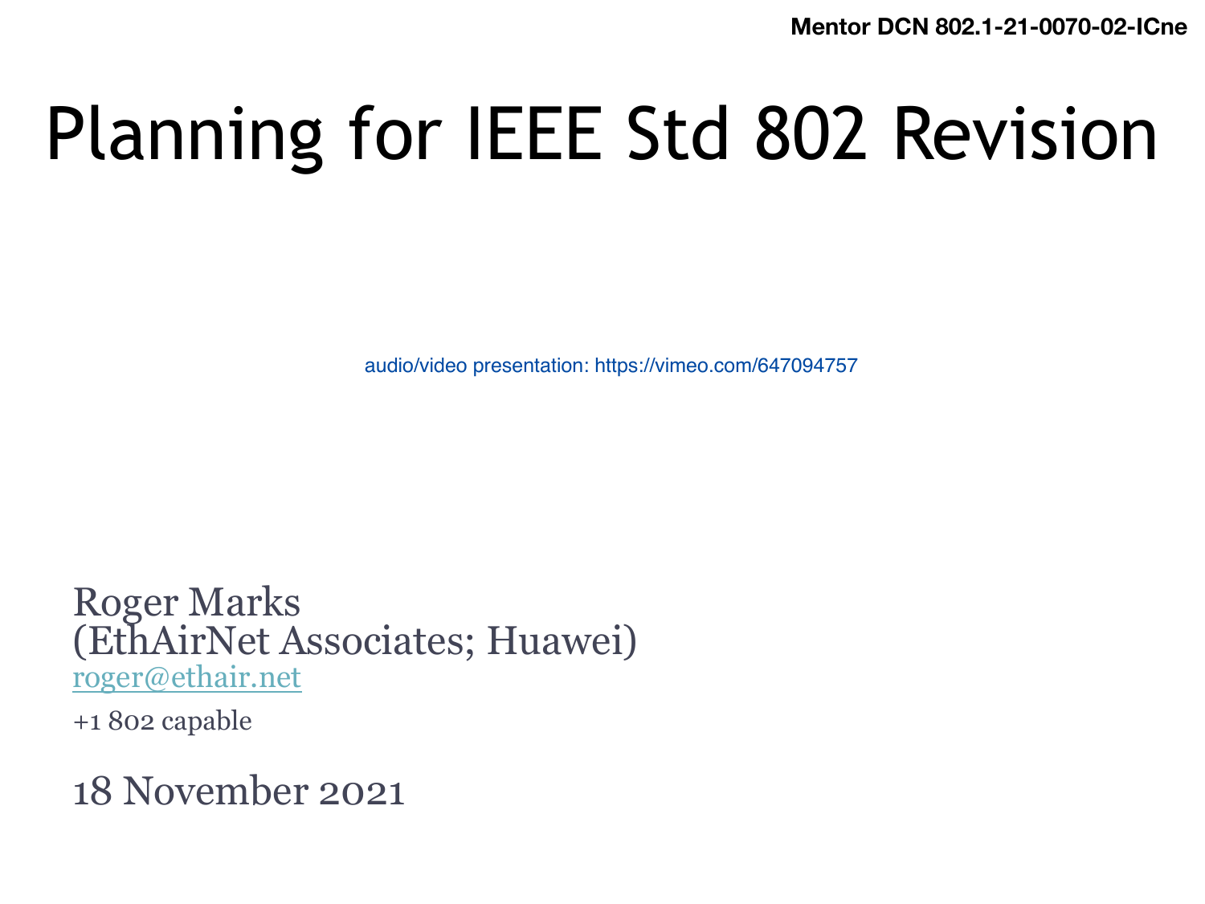Mentor DCN 802.1-21-0070-02-ICne

# Planning for IEEE Std 802 Revision

audio/video presentation: https://vimeo.com/647094757

Roger Marks
(EthAirNet Associates; Huawei)
roger@ethair.net

+1 802 capable

18 November 2021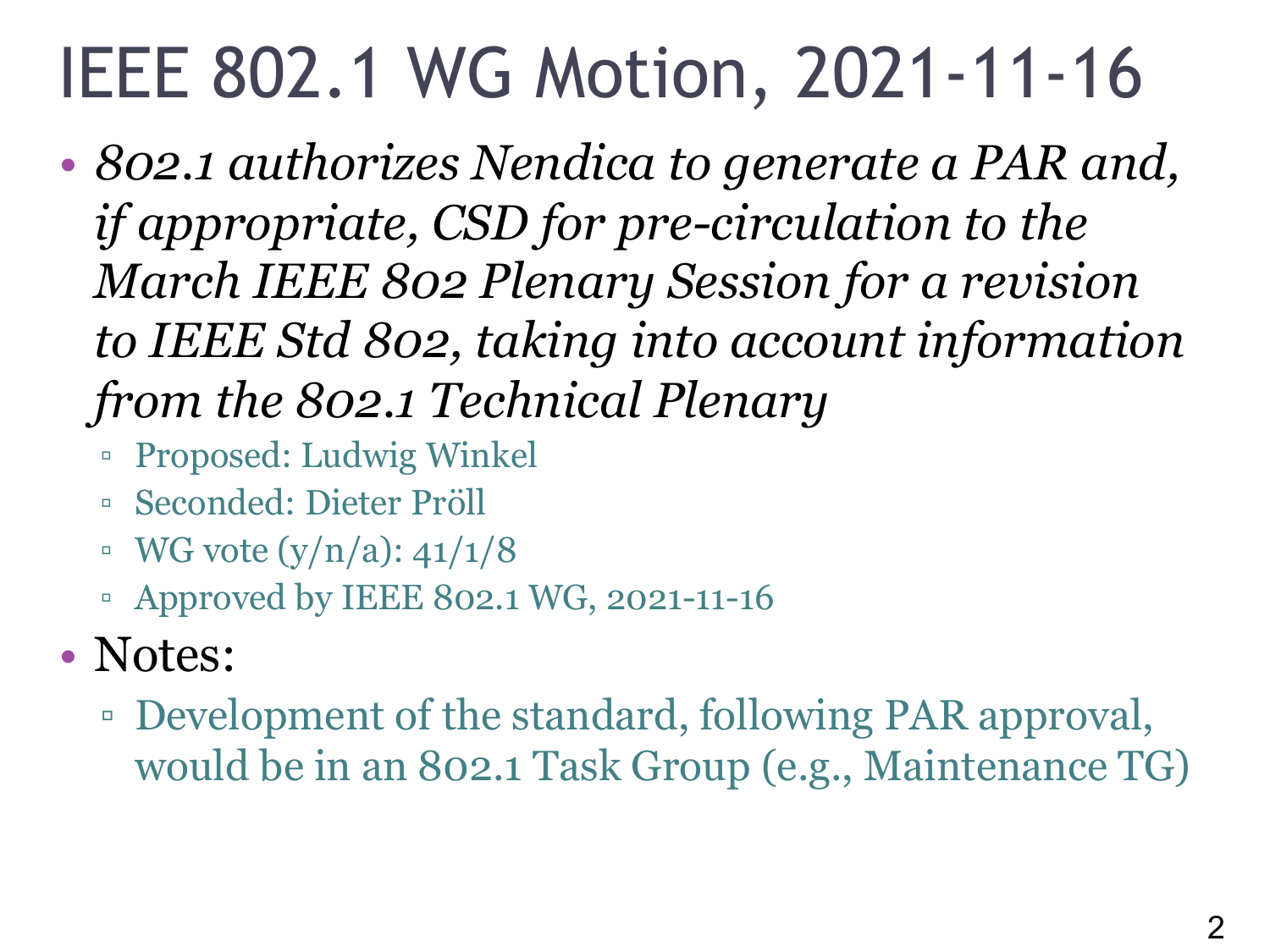# IEEE 802.1 WG Motion, 2021-11-16

- *802.1 authorizes Nendica to generate a PAR and, if appropriate, CSD for pre-circulation to the March IEEE 802 Plenary Session for a revision to IEEE Std 802, taking into account information from the 802.1 Technical Plenary*
  - Proposed: Ludwig Winkel
  - Seconded: Dieter Pröll
  - WG vote (y/n/a): 41/1/8
  - Approved by IEEE 802.1 WG, 2021-11-16
- Notes:
  - Development of the standard, following PAR approval, would be in an 802.1 Task Group (e.g., Maintenance TG)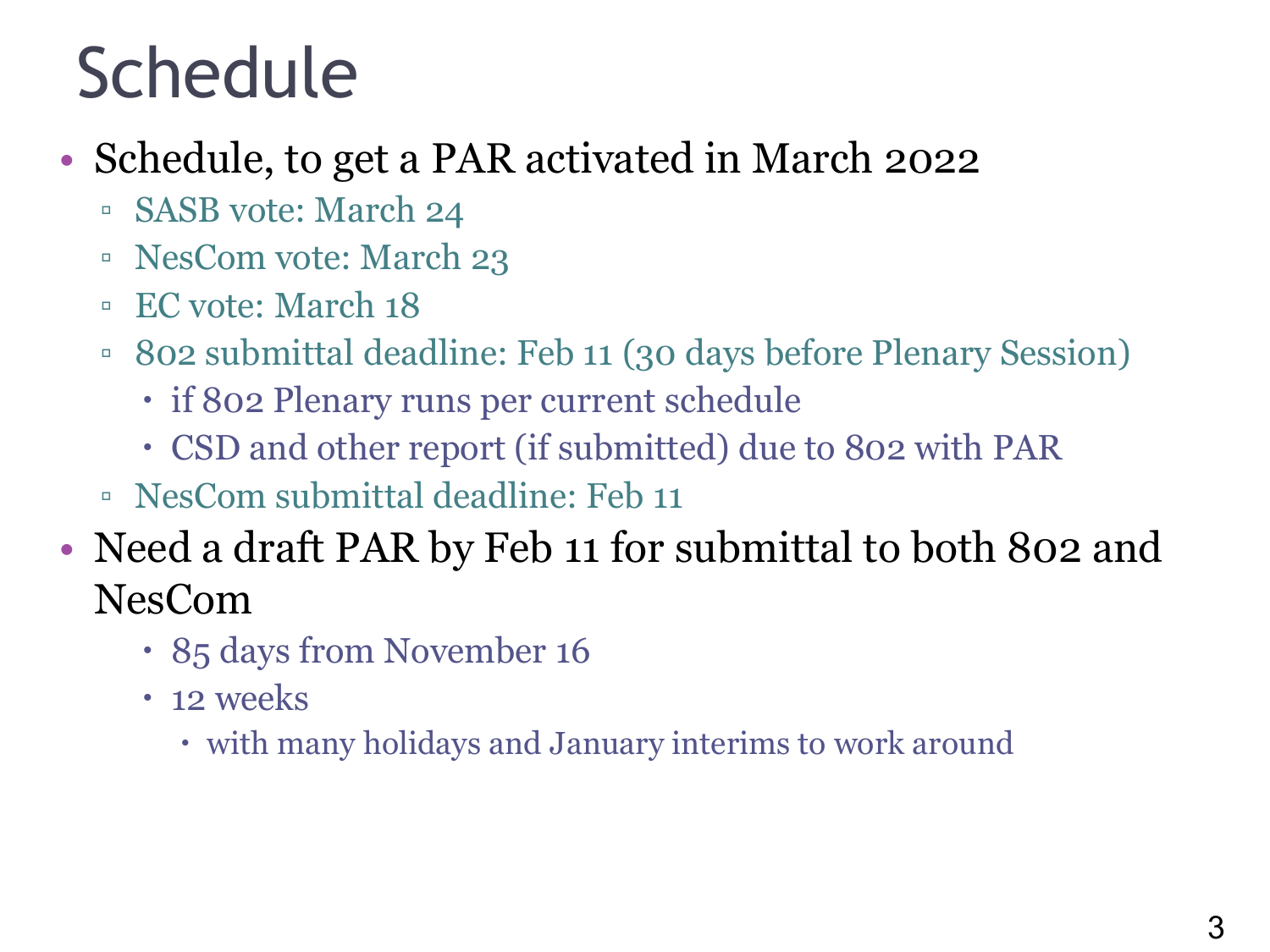# Schedule

- Schedule, to get a PAR activated in March 2022
  - SASB vote: March 24
  - NesCom vote: March 23
  - EC vote: March 18
  - 802 submittal deadline: Feb 11 (30 days before Plenary Session)
    - if 802 Plenary runs per current schedule
    - CSD and other report (if submitted) due to 802 with PAR
  - NesCom submittal deadline: Feb 11
- Need a draft PAR by Feb 11 for submittal to both 802 and NesCom
    - 85 days from November 16
    - 12 weeks
      - with many holidays and January interims to work around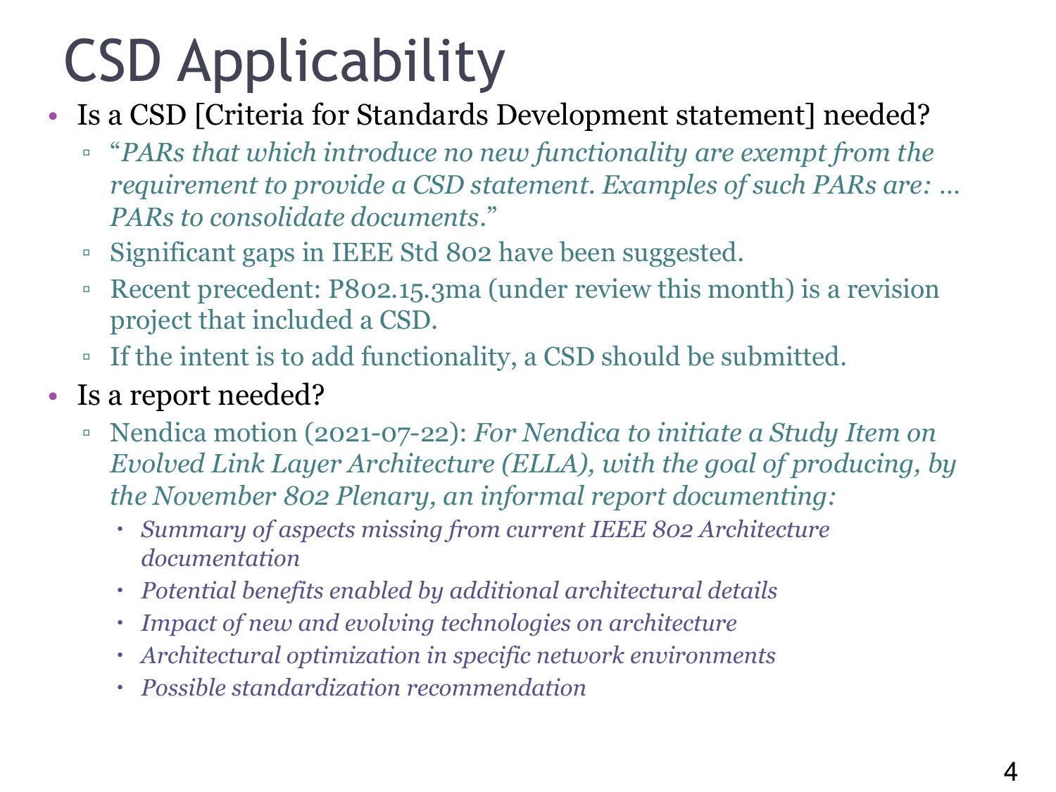# CSD Applicability

- Is a CSD [Criteria for Standards Development statement] needed?
  - "*PARs that which introduce no new functionality are exempt from the requirement to provide a CSD statement. Examples of such PARs are: … PARs to consolidate documents.*"
  - Significant gaps in IEEE Std 802 have been suggested.
  - Recent precedent: P802.15.3ma (under review this month) is a revision project that included a CSD.
  - If the intent is to add functionality, a CSD should be submitted.
- Is a report needed?
  - Nendica motion (2021-07-22): *For Nendica to initiate a Study Item on Evolved Link Layer Architecture (ELLA), with the goal of producing, by the November 802 Plenary, an informal report documenting:*
    - *Summary of aspects missing from current IEEE 802 Architecture documentation*
    - *Potential benefits enabled by additional architectural details*
    - *Impact of new and evolving technologies on architecture*
    - *Architectural optimization in specific network environments*
    - *Possible standardization recommendation*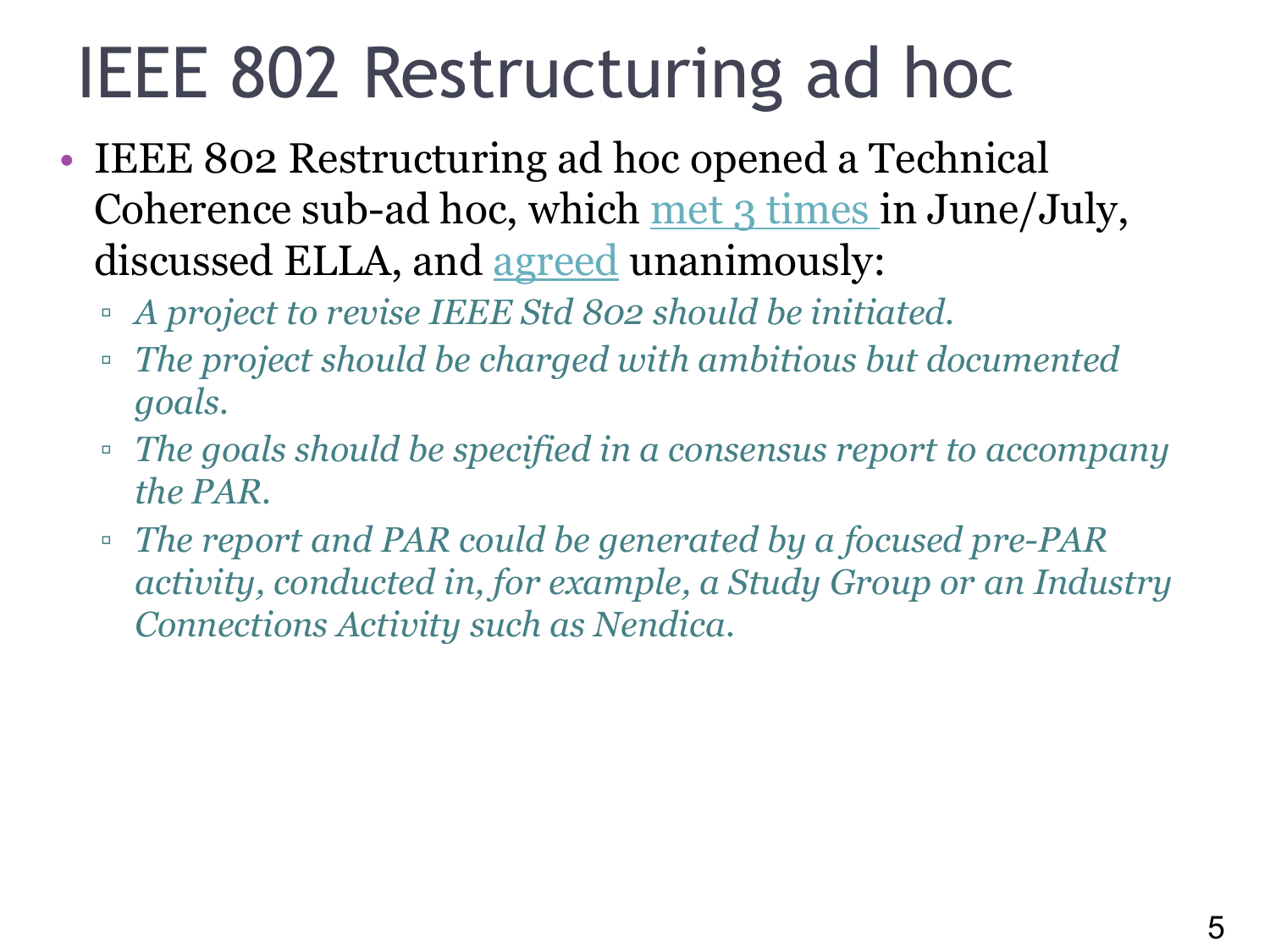# IEEE 802 Restructuring ad hoc

- IEEE 802 Restructuring ad hoc opened a Technical Coherence sub-ad hoc, which met 3 times in June/July, discussed ELLA, and agreed unanimously:
  - *A project to revise IEEE Std 802 should be initiated.*
  - *The project should be charged with ambitious but documented goals.*
  - *The goals should be specified in a consensus report to accompany the PAR.*
  - *The report and PAR could be generated by a focused pre-PAR activity, conducted in, for example, a Study Group or an Industry Connections Activity such as Nendica.*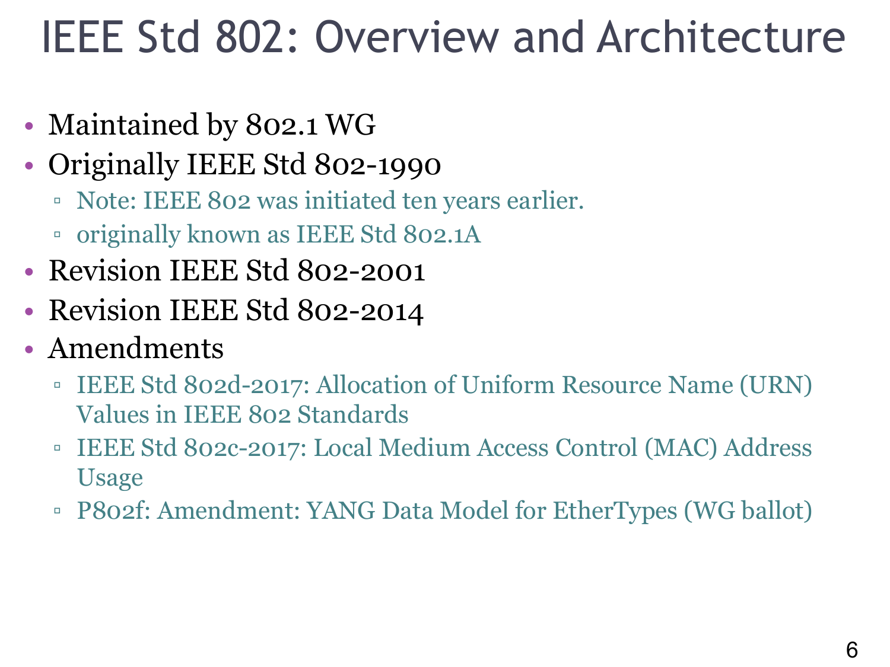# IEEE Std 802: Overview and Architecture

- Maintained by 802.1 WG
- Originally IEEE Std 802-1990
  - Note: IEEE 802 was initiated ten years earlier.
  - originally known as IEEE Std 802.1A
- Revision IEEE Std 802-2001
- Revision IEEE Std 802-2014
- Amendments
  - IEEE Std 802d-2017: Allocation of Uniform Resource Name (URN) Values in IEEE 802 Standards
  - IEEE Std 802c-2017: Local Medium Access Control (MAC) Address Usage
  - P802f: Amendment: YANG Data Model for EtherTypes (WG ballot)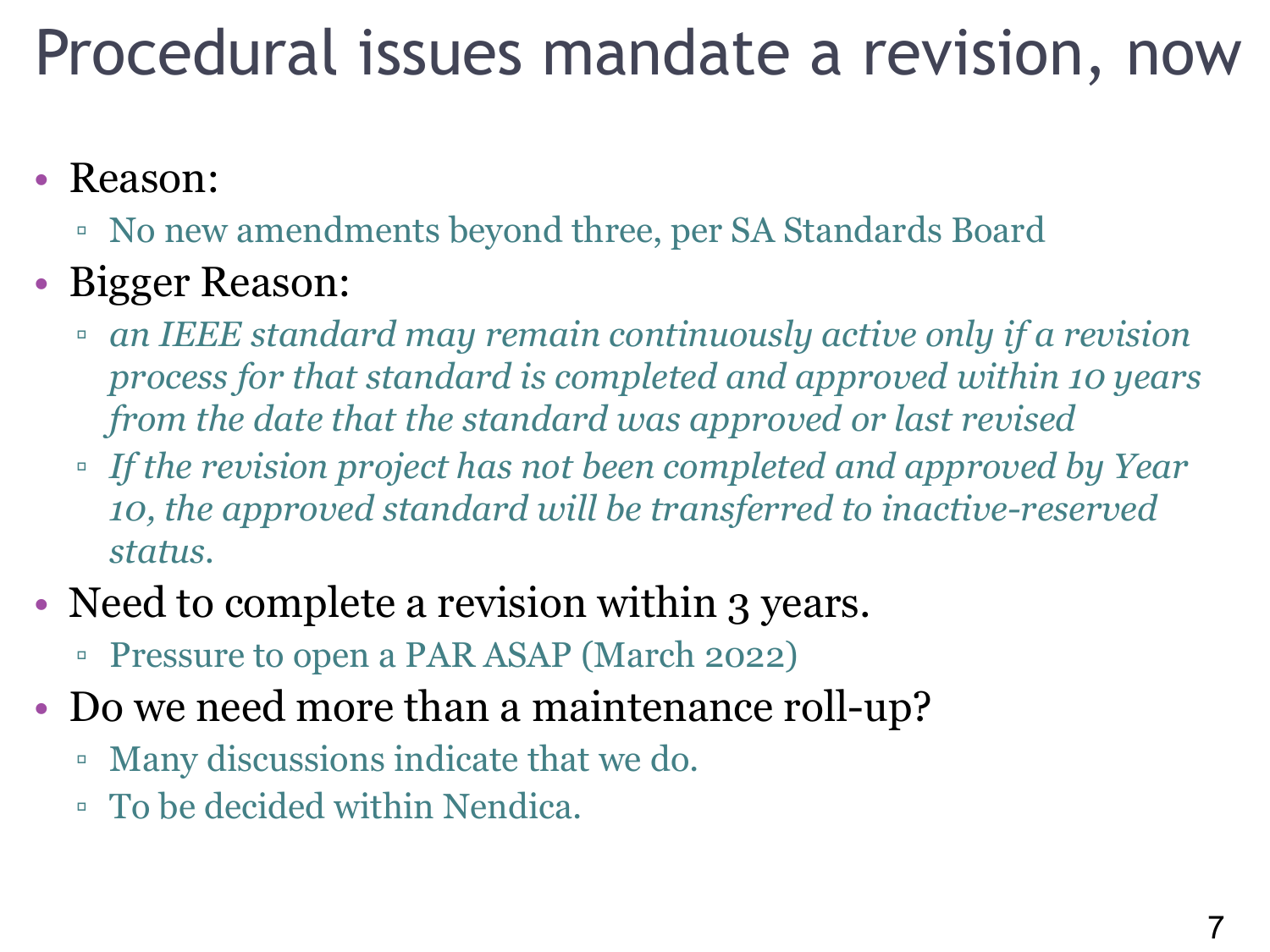# Procedural issues mandate a revision, now

- Reason:
  - No new amendments beyond three, per SA Standards Board
- Bigger Reason:
  - *an IEEE standard may remain continuously active only if a revision process for that standard is completed and approved within 10 years from the date that the standard was approved or last revised*
  - *If the revision project has not been completed and approved by Year 10, the approved standard will be transferred to inactive-reserved status.*
- Need to complete a revision within 3 years.
  - Pressure to open a PAR ASAP (March 2022)
- Do we need more than a maintenance roll-up?
  - Many discussions indicate that we do.
  - To be decided within Nendica.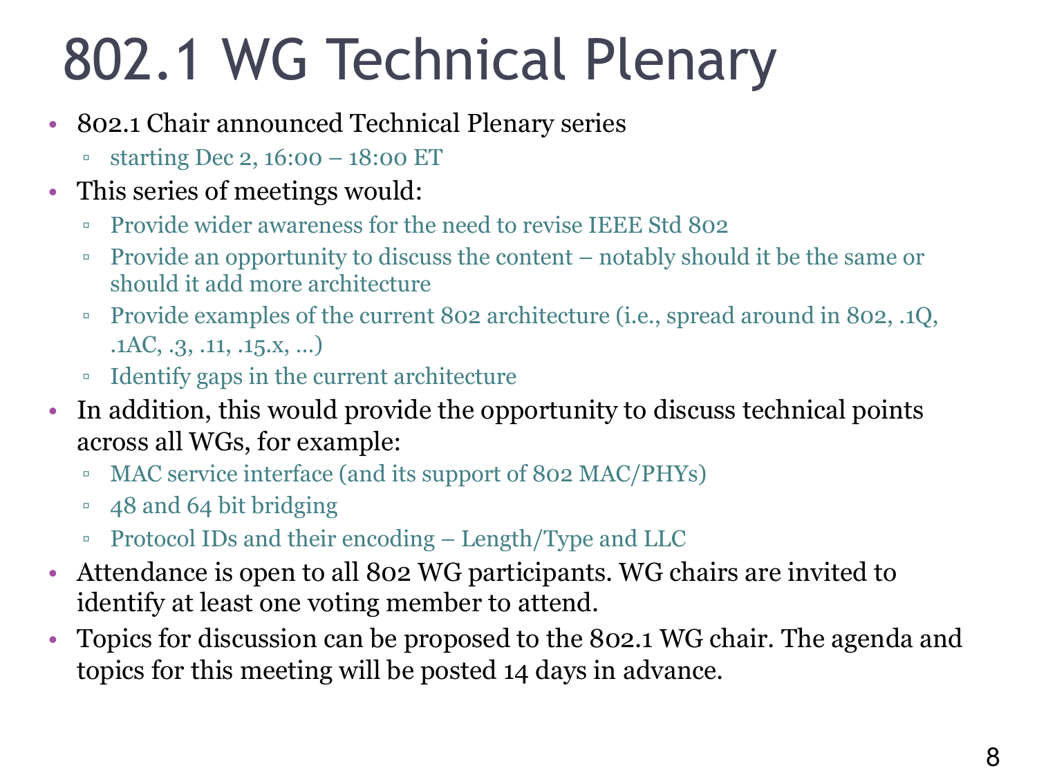# 802.1 WG Technical Plenary

- 802.1 Chair announced Technical Plenary series
  - starting Dec 2, 16:00 – 18:00 ET
- This series of meetings would:
  - Provide wider awareness for the need to revise IEEE Std 802
  - Provide an opportunity to discuss the content – notably should it be the same or should it add more architecture
  - Provide examples of the current 802 architecture (i.e., spread around in 802, .1Q, .1AC, .3, .11, .15.x, …)
  - Identify gaps in the current architecture
- In addition, this would provide the opportunity to discuss technical points across all WGs, for example:
  - MAC service interface (and its support of 802 MAC/PHYs)
  - 48 and 64 bit bridging
  - Protocol IDs and their encoding – Length/Type and LLC
- Attendance is open to all 802 WG participants. WG chairs are invited to identify at least one voting member to attend.
- Topics for discussion can be proposed to the 802.1 WG chair. The agenda and topics for this meeting will be posted 14 days in advance.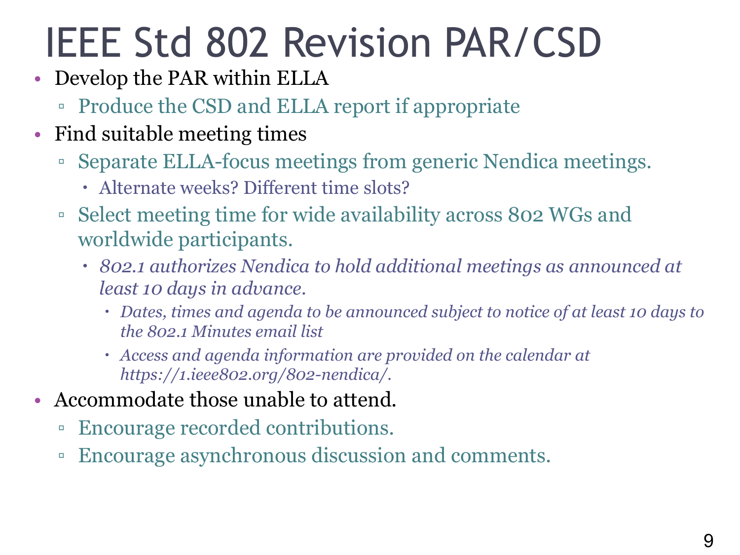# IEEE Std 802 Revision PAR/CSD

- Develop the PAR within ELLA
  - Produce the CSD and ELLA report if appropriate
- Find suitable meeting times
  - Separate ELLA-focus meetings from generic Nendica meetings.
    - Alternate weeks? Different time slots?
  - Select meeting time for wide availability across 802 WGs and worldwide participants.
    - *802.1 authorizes Nendica to hold additional meetings as announced at least 10 days in advance.*
      - *Dates, times and agenda to be announced subject to notice of at least 10 days to the 802.1 Minutes email list*
      - *Access and agenda information are provided on the calendar at https://1.ieee802.org/802-nendica/.*
- Accommodate those unable to attend.
  - Encourage recorded contributions.
  - Encourage asynchronous discussion and comments.